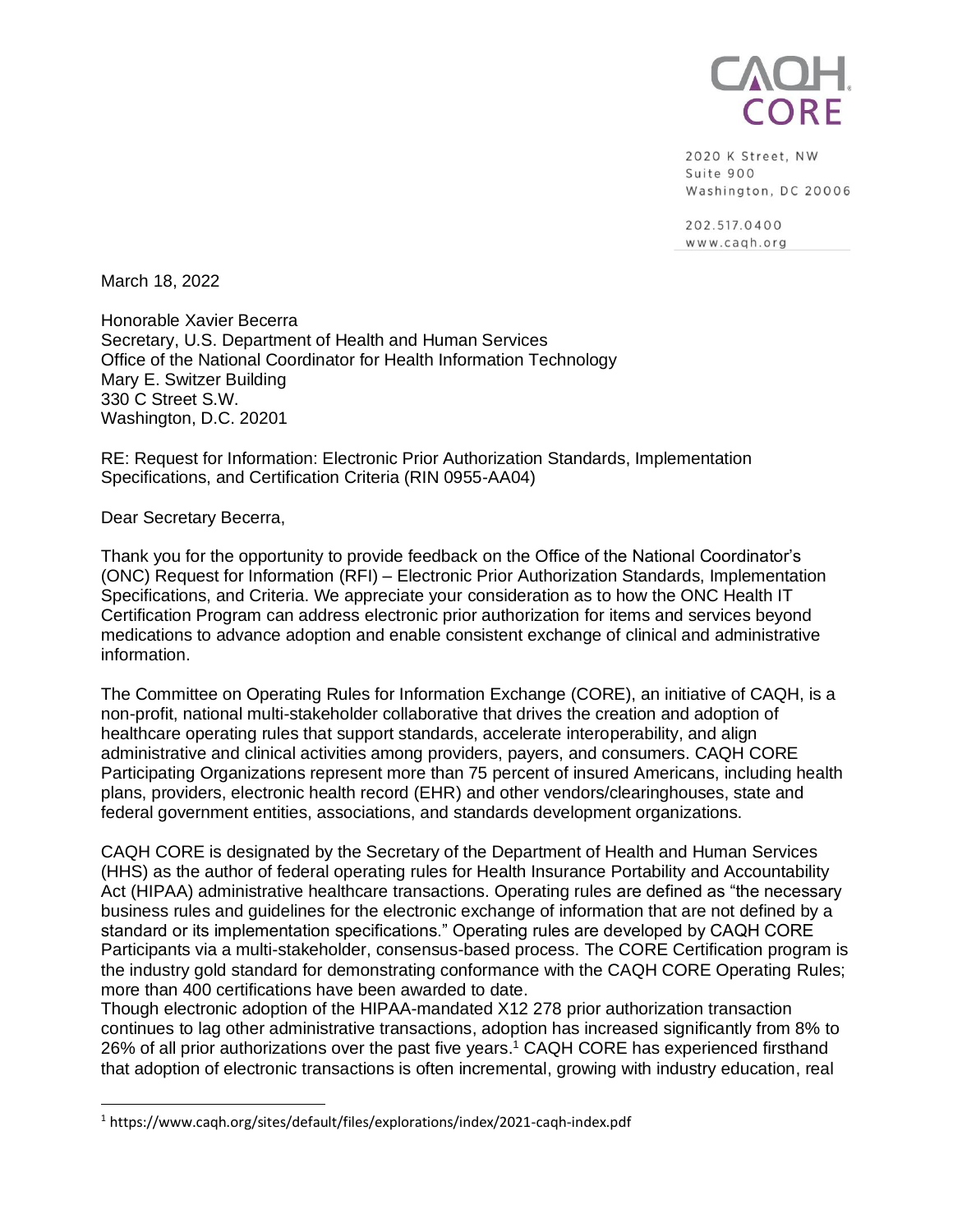CAQH CORE

2020 K Street, NW
Suite 900
Washington, DC 20006

202.517.0400
www.caqh.org

March 18, 2022

Honorable Xavier Becerra
Secretary, U.S. Department of Health and Human Services
Office of the National Coordinator for Health Information Technology
Mary E. Switzer Building
330 C Street S.W.
Washington, D.C. 20201

RE: Request for Information: Electronic Prior Authorization Standards, Implementation Specifications, and Certification Criteria (RIN 0955-AA04)

Dear Secretary Becerra,

Thank you for the opportunity to provide feedback on the Office of the National Coordinator's (ONC) Request for Information (RFI) – Electronic Prior Authorization Standards, Implementation Specifications, and Criteria. We appreciate your consideration as to how the ONC Health IT Certification Program can address electronic prior authorization for items and services beyond medications to advance adoption and enable consistent exchange of clinical and administrative information.

The Committee on Operating Rules for Information Exchange (CORE), an initiative of CAQH, is a non-profit, national multi-stakeholder collaborative that drives the creation and adoption of healthcare operating rules that support standards, accelerate interoperability, and align administrative and clinical activities among providers, payers, and consumers. CAQH CORE Participating Organizations represent more than 75 percent of insured Americans, including health plans, providers, electronic health record (EHR) and other vendors/clearinghouses, state and federal government entities, associations, and standards development organizations.

CAQH CORE is designated by the Secretary of the Department of Health and Human Services (HHS) as the author of federal operating rules for Health Insurance Portability and Accountability Act (HIPAA) administrative healthcare transactions. Operating rules are defined as "the necessary business rules and guidelines for the electronic exchange of information that are not defined by a standard or its implementation specifications." Operating rules are developed by CAQH CORE Participants via a multi-stakeholder, consensus-based process. The CORE Certification program is the industry gold standard for demonstrating conformance with the CAQH CORE Operating Rules; more than 400 certifications have been awarded to date.

Though electronic adoption of the HIPAA-mandated X12 278 prior authorization transaction continues to lag other administrative transactions, adoption has increased significantly from 8% to 26% of all prior authorizations over the past five years.[1] CAQH CORE has experienced firsthand that adoption of electronic transactions is often incremental, growing with industry education, real

[1] https://www.caqh.org/sites/default/files/explorations/index/2021-caqh-index.pdf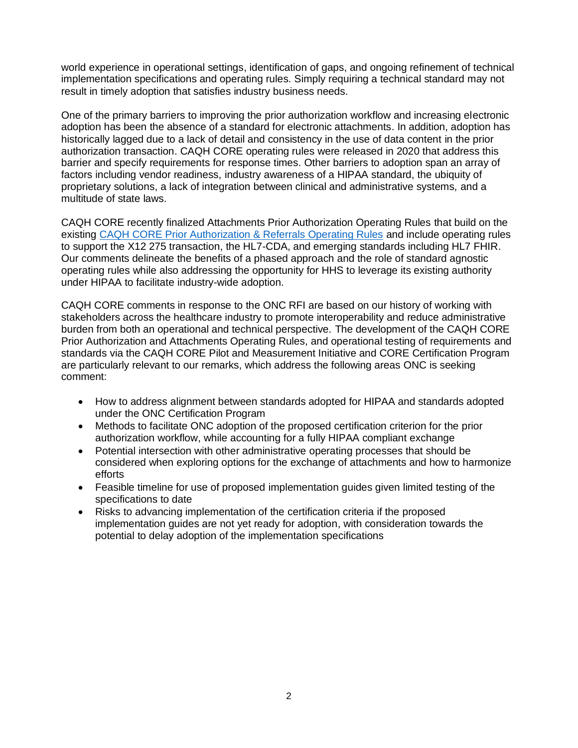world experience in operational settings, identification of gaps, and ongoing refinement of technical implementation specifications and operating rules. Simply requiring a technical standard may not result in timely adoption that satisfies industry business needs.

One of the primary barriers to improving the prior authorization workflow and increasing electronic adoption has been the absence of a standard for electronic attachments. In addition, adoption has historically lagged due to a lack of detail and consistency in the use of data content in the prior authorization transaction. CAQH CORE operating rules were released in 2020 that address this barrier and specify requirements for response times. Other barriers to adoption span an array of factors including vendor readiness, industry awareness of a HIPAA standard, the ubiquity of proprietary solutions, a lack of integration between clinical and administrative systems, and a multitude of state laws.

CAQH CORE recently finalized Attachments Prior Authorization Operating Rules that build on the existing [CAQH CORE Prior Authorization & Referrals Operating Rules] and include operating rules to support the X12 275 transaction, the HL7-CDA, and emerging standards including HL7 FHIR. Our comments delineate the benefits of a phased approach and the role of standard agnostic operating rules while also addressing the opportunity for HHS to leverage its existing authority under HIPAA to facilitate industry-wide adoption.

CAQH CORE comments in response to the ONC RFI are based on our history of working with stakeholders across the healthcare industry to promote interoperability and reduce administrative burden from both an operational and technical perspective. The development of the CAQH CORE Prior Authorization and Attachments Operating Rules, and operational testing of requirements and standards via the CAQH CORE Pilot and Measurement Initiative and CORE Certification Program are particularly relevant to our remarks, which address the following areas ONC is seeking comment:

- How to address alignment between standards adopted for HIPAA and standards adopted under the ONC Certification Program
- Methods to facilitate ONC adoption of the proposed certification criterion for the prior authorization workflow, while accounting for a fully HIPAA compliant exchange
- Potential intersection with other administrative operating processes that should be considered when exploring options for the exchange of attachments and how to harmonize efforts
- Feasible timeline for use of proposed implementation guides given limited testing of the specifications to date
- Risks to advancing implementation of the certification criteria if the proposed implementation guides are not yet ready for adoption, with consideration towards the potential to delay adoption of the implementation specifications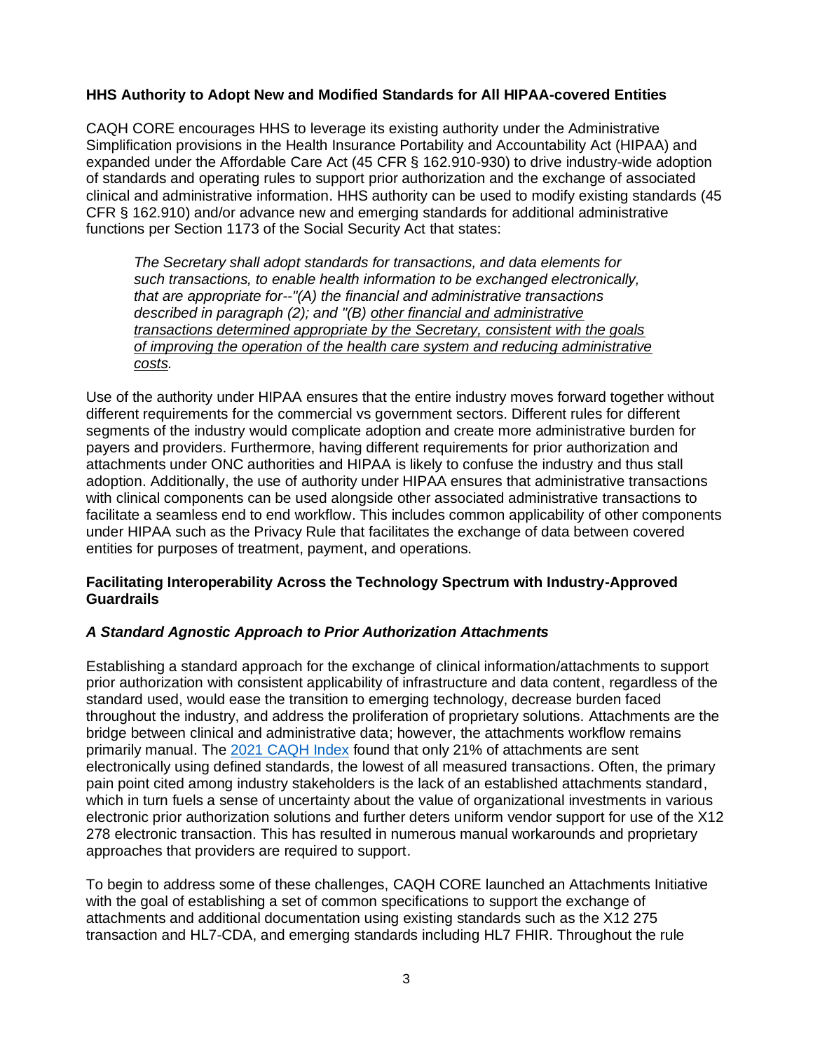**HHS Authority to Adopt New and Modified Standards for All HIPAA-covered Entities**

CAQH CORE encourages HHS to leverage its existing authority under the Administrative Simplification provisions in the Health Insurance Portability and Accountability Act (HIPAA) and expanded under the Affordable Care Act (45 CFR § 162.910-930) to drive industry-wide adoption of standards and operating rules to support prior authorization and the exchange of associated clinical and administrative information. HHS authority can be used to modify existing standards (45 CFR § 162.910) and/or advance new and emerging standards for additional administrative functions per Section 1173 of the Social Security Act that states:

> *The Secretary shall adopt standards for transactions, and data elements for such transactions, to enable health information to be exchanged electronically, that are appropriate for--"(A) the financial and administrative transactions described in paragraph (2); and "(B) <u>other financial and administrative transactions determined appropriate by the Secretary, consistent with the goals of improving the operation of the health care system and reducing administrative costs</u>.*

Use of the authority under HIPAA ensures that the entire industry moves forward together without different requirements for the commercial vs government sectors. Different rules for different segments of the industry would complicate adoption and create more administrative burden for payers and providers. Furthermore, having different requirements for prior authorization and attachments under ONC authorities and HIPAA is likely to confuse the industry and thus stall adoption. Additionally, the use of authority under HIPAA ensures that administrative transactions with clinical components can be used alongside other associated administrative transactions to facilitate a seamless end to end workflow. This includes common applicability of other components under HIPAA such as the Privacy Rule that facilitates the exchange of data between covered entities for purposes of treatment, payment, and operations.

**Facilitating Interoperability Across the Technology Spectrum with Industry-Approved Guardrails**

***A Standard Agnostic Approach to Prior Authorization Attachments***

Establishing a standard approach for the exchange of clinical information/attachments to support prior authorization with consistent applicability of infrastructure and data content, regardless of the standard used, would ease the transition to emerging technology, decrease burden faced throughout the industry, and address the proliferation of proprietary solutions. Attachments are the bridge between clinical and administrative data; however, the attachments workflow remains primarily manual. The 2021 CAQH Index found that only 21% of attachments are sent electronically using defined standards, the lowest of all measured transactions. Often, the primary pain point cited among industry stakeholders is the lack of an established attachments standard, which in turn fuels a sense of uncertainty about the value of organizational investments in various electronic prior authorization solutions and further deters uniform vendor support for use of the X12 278 electronic transaction. This has resulted in numerous manual workarounds and proprietary approaches that providers are required to support.

To begin to address some of these challenges, CAQH CORE launched an Attachments Initiative with the goal of establishing a set of common specifications to support the exchange of attachments and additional documentation using existing standards such as the X12 275 transaction and HL7-CDA, and emerging standards including HL7 FHIR. Throughout the rule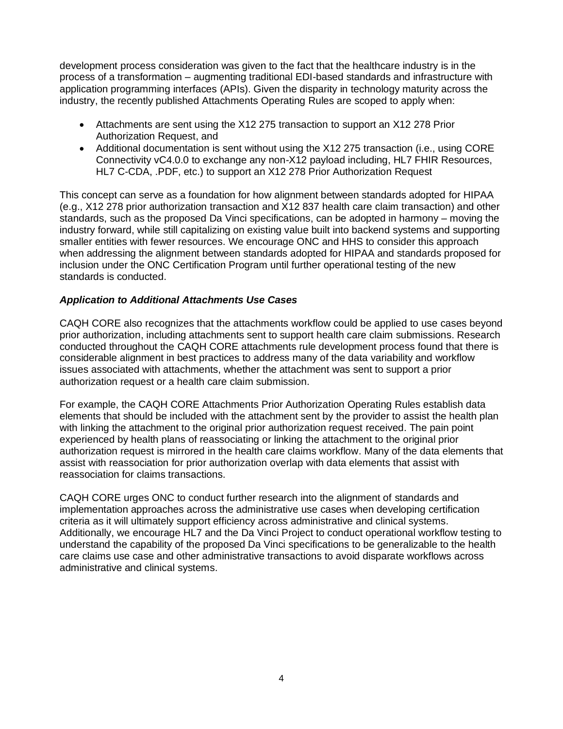development process consideration was given to the fact that the healthcare industry is in the process of a transformation – augmenting traditional EDI-based standards and infrastructure with application programming interfaces (APIs). Given the disparity in technology maturity across the industry, the recently published Attachments Operating Rules are scoped to apply when:

- Attachments are sent using the X12 275 transaction to support an X12 278 Prior Authorization Request, and
- Additional documentation is sent without using the X12 275 transaction (i.e., using CORE Connectivity vC4.0.0 to exchange any non-X12 payload including, HL7 FHIR Resources, HL7 C-CDA, .PDF, etc.) to support an X12 278 Prior Authorization Request

This concept can serve as a foundation for how alignment between standards adopted for HIPAA (e.g., X12 278 prior authorization transaction and X12 837 health care claim transaction) and other standards, such as the proposed Da Vinci specifications, can be adopted in harmony – moving the industry forward, while still capitalizing on existing value built into backend systems and supporting smaller entities with fewer resources. We encourage ONC and HHS to consider this approach when addressing the alignment between standards adopted for HIPAA and standards proposed for inclusion under the ONC Certification Program until further operational testing of the new standards is conducted.

***Application to Additional Attachments Use Cases***

CAQH CORE also recognizes that the attachments workflow could be applied to use cases beyond prior authorization, including attachments sent to support health care claim submissions. Research conducted throughout the CAQH CORE attachments rule development process found that there is considerable alignment in best practices to address many of the data variability and workflow issues associated with attachments, whether the attachment was sent to support a prior authorization request or a health care claim submission.

For example, the CAQH CORE Attachments Prior Authorization Operating Rules establish data elements that should be included with the attachment sent by the provider to assist the health plan with linking the attachment to the original prior authorization request received. The pain point experienced by health plans of reassociating or linking the attachment to the original prior authorization request is mirrored in the health care claims workflow. Many of the data elements that assist with reassociation for prior authorization overlap with data elements that assist with reassociation for claims transactions.

CAQH CORE urges ONC to conduct further research into the alignment of standards and implementation approaches across the administrative use cases when developing certification criteria as it will ultimately support efficiency across administrative and clinical systems. Additionally, we encourage HL7 and the Da Vinci Project to conduct operational workflow testing to understand the capability of the proposed Da Vinci specifications to be generalizable to the health care claims use case and other administrative transactions to avoid disparate workflows across administrative and clinical systems.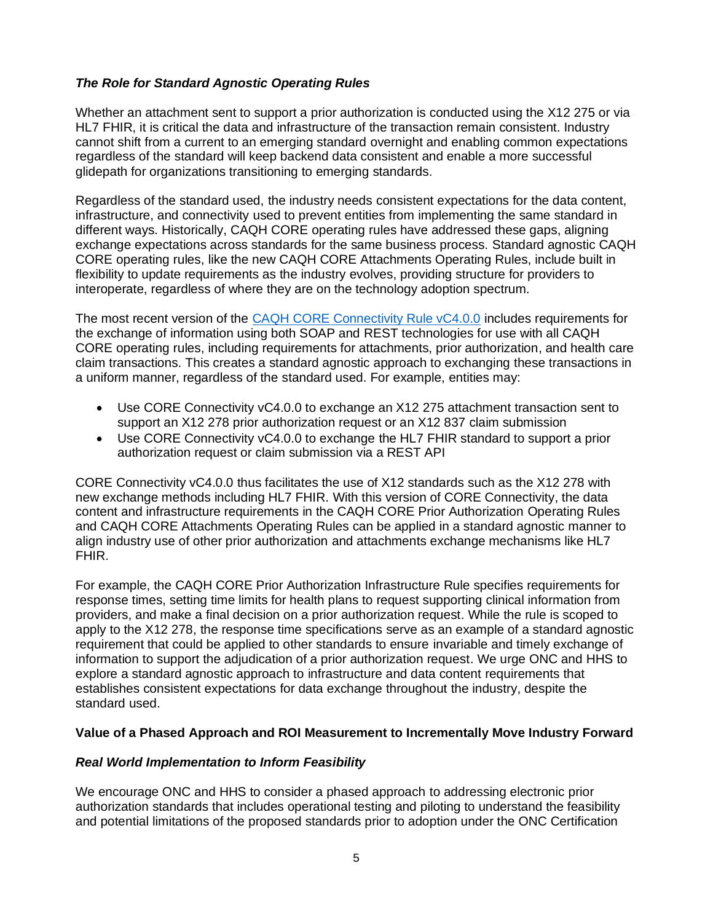### *The Role for Standard Agnostic Operating Rules*

Whether an attachment sent to support a prior authorization is conducted using the X12 275 or via HL7 FHIR, it is critical the data and infrastructure of the transaction remain consistent. Industry cannot shift from a current to an emerging standard overnight and enabling common expectations regardless of the standard will keep backend data consistent and enable a more successful glidepath for organizations transitioning to emerging standards.

Regardless of the standard used, the industry needs consistent expectations for the data content, infrastructure, and connectivity used to prevent entities from implementing the same standard in different ways. Historically, CAQH CORE operating rules have addressed these gaps, aligning exchange expectations across standards for the same business process. Standard agnostic CAQH CORE operating rules, like the new CAQH CORE Attachments Operating Rules, include built in flexibility to update requirements as the industry evolves, providing structure for providers to interoperate, regardless of where they are on the technology adoption spectrum.

The most recent version of the [CAQH CORE Connectivity Rule vC4.0.0] includes requirements for the exchange of information using both SOAP and REST technologies for use with all CAQH CORE operating rules, including requirements for attachments, prior authorization, and health care claim transactions. This creates a standard agnostic approach to exchanging these transactions in a uniform manner, regardless of the standard used. For example, entities may:

- Use CORE Connectivity vC4.0.0 to exchange an X12 275 attachment transaction sent to support an X12 278 prior authorization request or an X12 837 claim submission
- Use CORE Connectivity vC4.0.0 to exchange the HL7 FHIR standard to support a prior authorization request or claim submission via a REST API

CORE Connectivity vC4.0.0 thus facilitates the use of X12 standards such as the X12 278 with new exchange methods including HL7 FHIR. With this version of CORE Connectivity, the data content and infrastructure requirements in the CAQH CORE Prior Authorization Operating Rules and CAQH CORE Attachments Operating Rules can be applied in a standard agnostic manner to align industry use of other prior authorization and attachments exchange mechanisms like HL7 FHIR.

For example, the CAQH CORE Prior Authorization Infrastructure Rule specifies requirements for response times, setting time limits for health plans to request supporting clinical information from providers, and make a final decision on a prior authorization request. While the rule is scoped to apply to the X12 278, the response time specifications serve as an example of a standard agnostic requirement that could be applied to other standards to ensure invariable and timely exchange of information to support the adjudication of a prior authorization request. We urge ONC and HHS to explore a standard agnostic approach to infrastructure and data content requirements that establishes consistent expectations for data exchange throughout the industry, despite the standard used.

## **Value of a Phased Approach and ROI Measurement to Incrementally Move Industry Forward**

### *Real World Implementation to Inform Feasibility*

We encourage ONC and HHS to consider a phased approach to addressing electronic prior authorization standards that includes operational testing and piloting to understand the feasibility and potential limitations of the proposed standards prior to adoption under the ONC Certification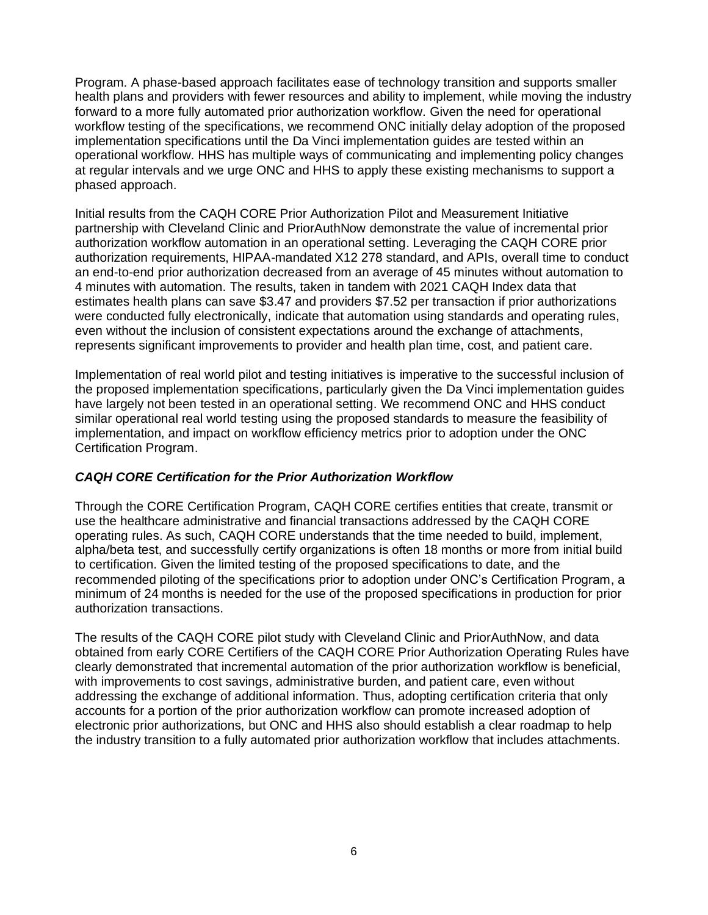Program. A phase-based approach facilitates ease of technology transition and supports smaller health plans and providers with fewer resources and ability to implement, while moving the industry forward to a more fully automated prior authorization workflow. Given the need for operational workflow testing of the specifications, we recommend ONC initially delay adoption of the proposed implementation specifications until the Da Vinci implementation guides are tested within an operational workflow. HHS has multiple ways of communicating and implementing policy changes at regular intervals and we urge ONC and HHS to apply these existing mechanisms to support a phased approach.

Initial results from the CAQH CORE Prior Authorization Pilot and Measurement Initiative partnership with Cleveland Clinic and PriorAuthNow demonstrate the value of incremental prior authorization workflow automation in an operational setting. Leveraging the CAQH CORE prior authorization requirements, HIPAA-mandated X12 278 standard, and APIs, overall time to conduct an end-to-end prior authorization decreased from an average of 45 minutes without automation to 4 minutes with automation. The results, taken in tandem with 2021 CAQH Index data that estimates health plans can save $3.47 and providers $7.52 per transaction if prior authorizations were conducted fully electronically, indicate that automation using standards and operating rules, even without the inclusion of consistent expectations around the exchange of attachments, represents significant improvements to provider and health plan time, cost, and patient care.

Implementation of real world pilot and testing initiatives is imperative to the successful inclusion of the proposed implementation specifications, particularly given the Da Vinci implementation guides have largely not been tested in an operational setting. We recommend ONC and HHS conduct similar operational real world testing using the proposed standards to measure the feasibility of implementation, and impact on workflow efficiency metrics prior to adoption under the ONC Certification Program.

***CAQH CORE Certification for the Prior Authorization Workflow***

Through the CORE Certification Program, CAQH CORE certifies entities that create, transmit or use the healthcare administrative and financial transactions addressed by the CAQH CORE operating rules. As such, CAQH CORE understands that the time needed to build, implement, alpha/beta test, and successfully certify organizations is often 18 months or more from initial build to certification. Given the limited testing of the proposed specifications to date, and the recommended piloting of the specifications prior to adoption under ONC's Certification Program, a minimum of 24 months is needed for the use of the proposed specifications in production for prior authorization transactions.

The results of the CAQH CORE pilot study with Cleveland Clinic and PriorAuthNow, and data obtained from early CORE Certifiers of the CAQH CORE Prior Authorization Operating Rules have clearly demonstrated that incremental automation of the prior authorization workflow is beneficial, with improvements to cost savings, administrative burden, and patient care, even without addressing the exchange of additional information. Thus, adopting certification criteria that only accounts for a portion of the prior authorization workflow can promote increased adoption of electronic prior authorizations, but ONC and HHS also should establish a clear roadmap to help the industry transition to a fully automated prior authorization workflow that includes attachments.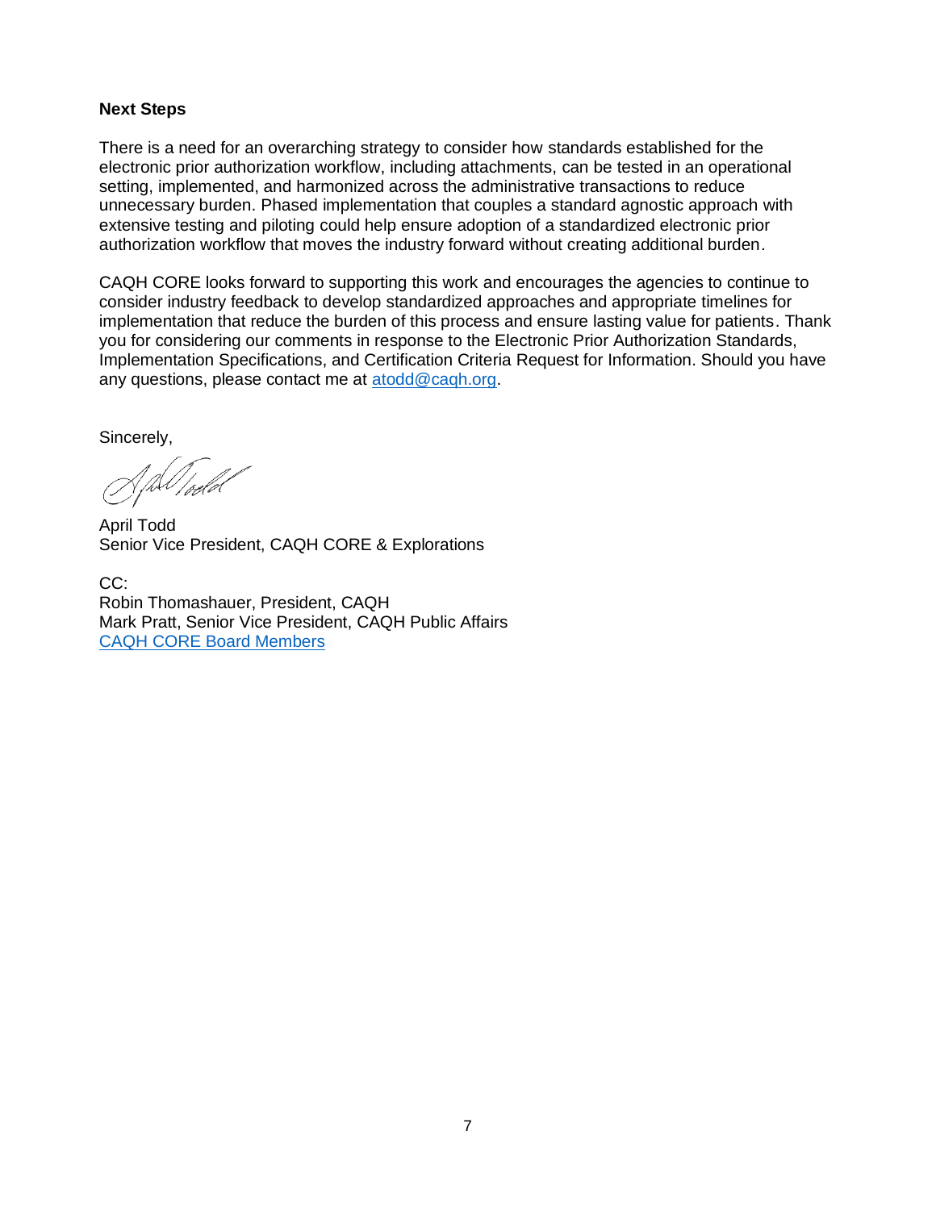**Next Steps**

There is a need for an overarching strategy to consider how standards established for the electronic prior authorization workflow, including attachments, can be tested in an operational setting, implemented, and harmonized across the administrative transactions to reduce unnecessary burden. Phased implementation that couples a standard agnostic approach with extensive testing and piloting could help ensure adoption of a standardized electronic prior authorization workflow that moves the industry forward without creating additional burden.

CAQH CORE looks forward to supporting this work and encourages the agencies to continue to consider industry feedback to develop standardized approaches and appropriate timelines for implementation that reduce the burden of this process and ensure lasting value for patients. Thank you for considering our comments in response to the Electronic Prior Authorization Standards, Implementation Specifications, and Certification Criteria Request for Information. Should you have any questions, please contact me at atodd@caqh.org.

Sincerely,

April Todd
Senior Vice President, CAQH CORE & Explorations

CC:
Robin Thomashauer, President, CAQH
Mark Pratt, Senior Vice President, CAQH Public Affairs
CAQH CORE Board Members